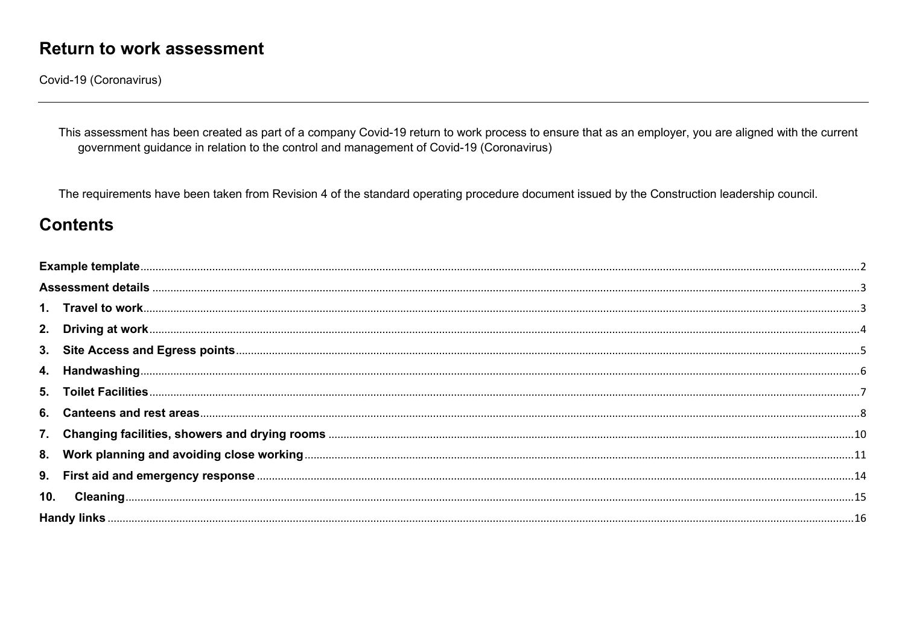# Return to work assessment

Covid-19 (Coronavirus)

---

This assessment has been created as part of a company Covid-19 return to work process to ensure that as an employer, you are aligned with the current government guidance in relation to the control and management of Covid-19 (Coronavirus)

The requirements have been taken from Revision 4 of the standard operating procedure document issued by the Construction leadership council.

## Contents

**Example template** .......... 2
**Assessment details** .......... 3
**1. Travel to work** .......... 3
**2. Driving at work** .......... 4
**3. Site Access and Egress points** .......... 5
**4. Handwashing** .......... 6
**5. Toilet Facilities** .......... 7
**6. Canteens and rest areas** .......... 8
**7. Changing facilities, showers and drying rooms** .......... 10
**8. Work planning and avoiding close working** .......... 11
**9. First aid and emergency response** .......... 14
**10. Cleaning** .......... 15
**Handy links** .......... 16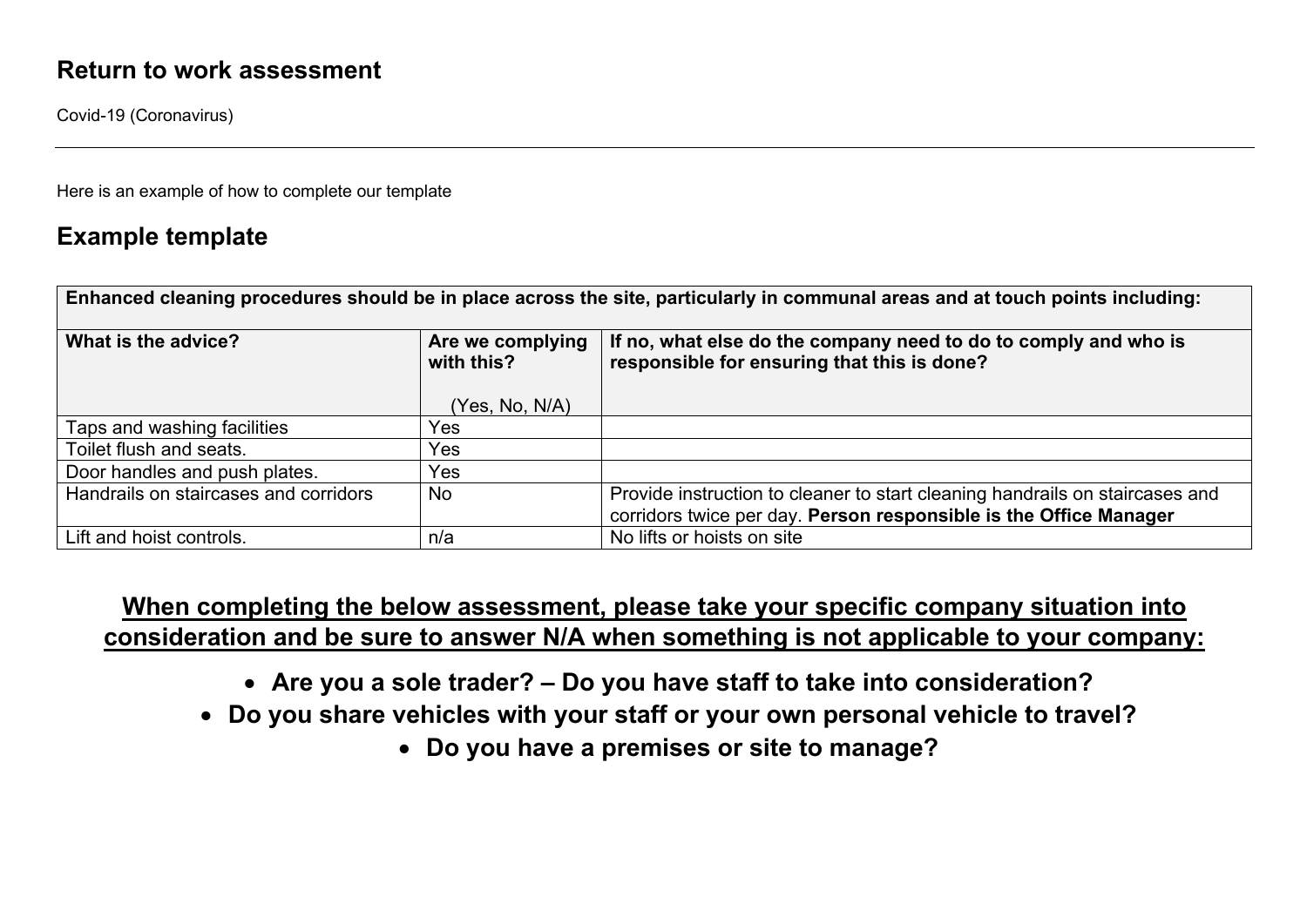## Return to work assessment

Covid-19 (Coronavirus)

---

Here is an example of how to complete our template

## Example template

| Enhanced cleaning procedures should be in place across the site, particularly in communal areas and at touch points including: | | |
|---|---|---|
| **What is the advice?** | **Are we complying with this?** (Yes, No, N/A) | **If no, what else do the company need to do to comply and who is responsible for ensuring that this is done?** |
| Taps and washing facilities | Yes | |
| Toilet flush and seats. | Yes | |
| Door handles and push plates. | Yes | |
| Handrails on staircases and corridors | No | Provide instruction to cleaner to start cleaning handrails on staircases and corridors twice per day. **Person responsible is the Office Manager** |
| Lift and hoist controls. | n/a | No lifts or hoists on site |

**<u>When completing the below assessment, please take your specific company situation into consideration and be sure to answer N/A when something is not applicable to your company:</u>**

- **Are you a sole trader? – Do you have staff to take into consideration?**
- **Do you share vehicles with your staff or your own personal vehicle to travel?**
- **Do you have a premises or site to manage?**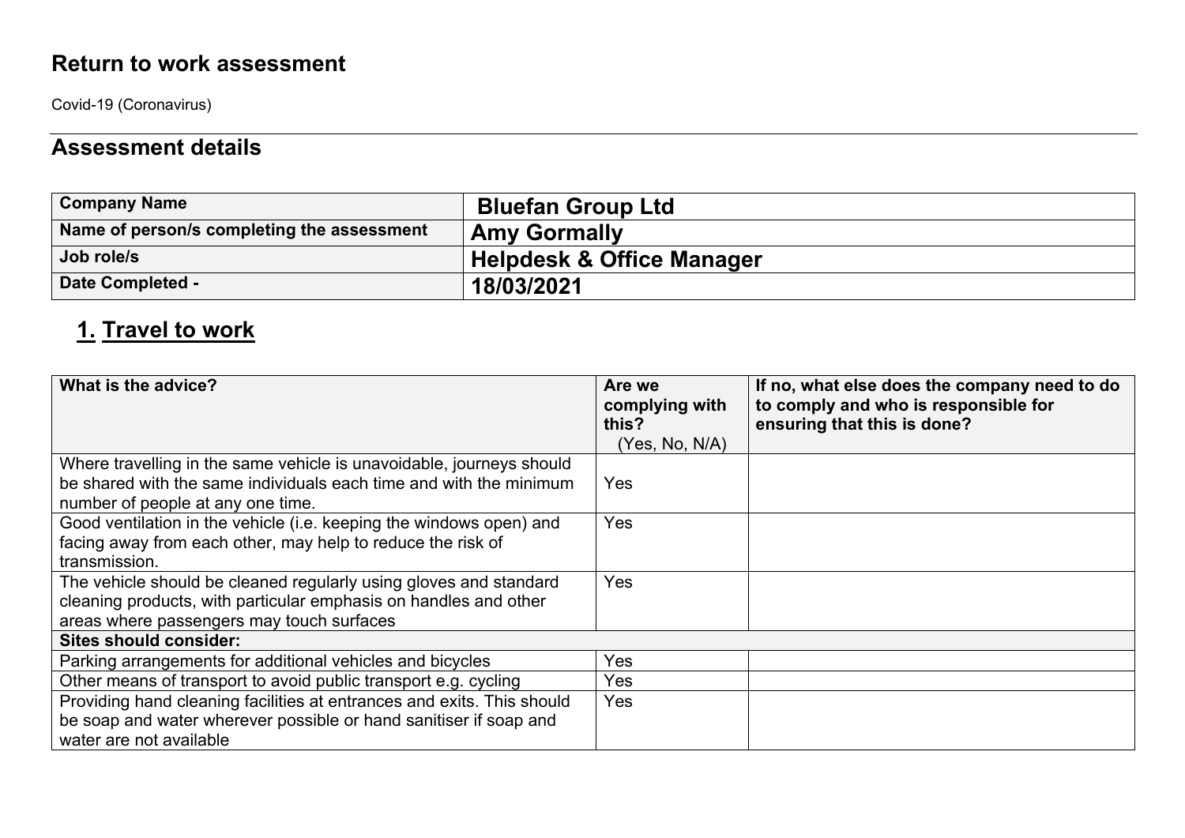## Return to work assessment

Covid-19 (Coronavirus)

## Assessment details

| Company Name | Bluefan Group Ltd |
|---|---|
| Name of person/s completing the assessment | Amy Gormally |
| Job role/s | Helpdesk & Office Manager |
| Date Completed - | 18/03/2021 |

## 1. Travel to work

| What is the advice? | Are we complying with this? (Yes, No, N/A) | If no, what else does the company need to do to comply and who is responsible for ensuring that this is done? |
|---|---|---|
| Where travelling in the same vehicle is unavoidable, journeys should be shared with the same individuals each time and with the minimum number of people at any one time. | Yes | |
| Good ventilation in the vehicle (i.e. keeping the windows open) and facing away from each other, may help to reduce the risk of transmission. | Yes | |
| The vehicle should be cleaned regularly using gloves and standard cleaning products, with particular emphasis on handles and other areas where passengers may touch surfaces | Yes | |
| **Sites should consider:** | | |
| Parking arrangements for additional vehicles and bicycles | Yes | |
| Other means of transport to avoid public transport e.g. cycling | Yes | |
| Providing hand cleaning facilities at entrances and exits. This should be soap and water wherever possible or hand sanitiser if soap and water are not available | Yes | |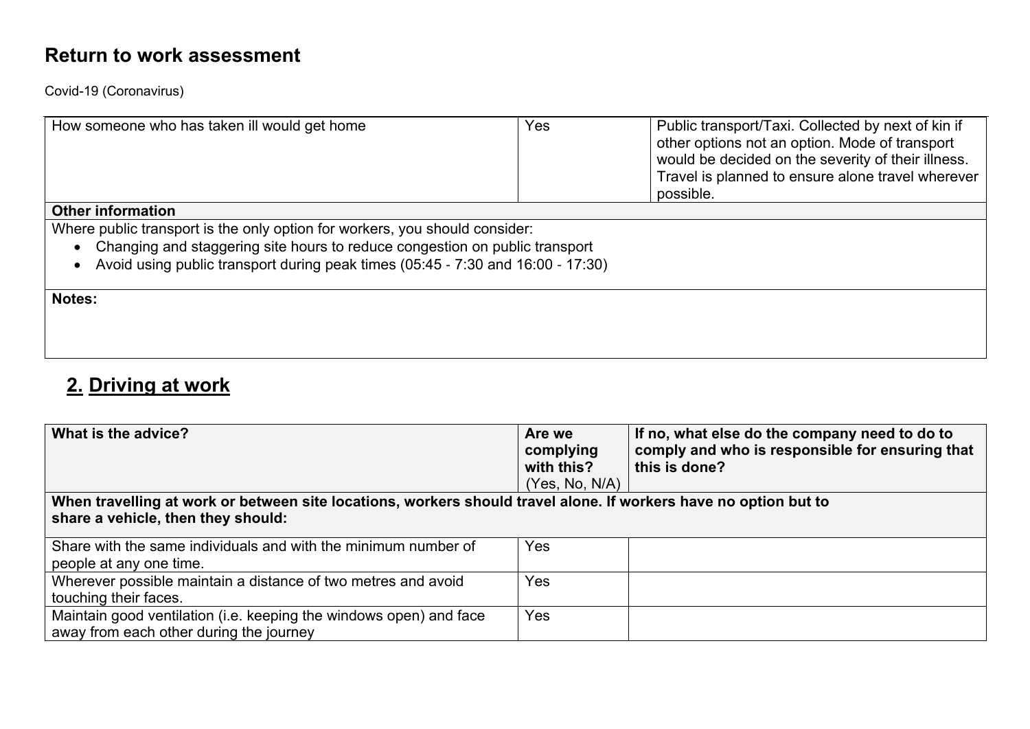# Return to work assessment

Covid-19 (Coronavirus)

| How someone who has taken ill would get home | Yes | Public transport/Taxi. Collected by next of kin if other options not an option. Mode of transport would be decided on the severity of their illness. Travel is planned to ensure alone travel wherever possible. |
|---|---|---|
| **Other information** | | |
| Where public transport is the only option for workers, you should consider:<br>• Changing and staggering site hours to reduce congestion on public transport<br>• Avoid using public transport during peak times (05:45 - 7:30 and 16:00 - 17:30) | | |
| **Notes:** | | |

## 2. Driving at work

| What is the advice? | Are we complying with this? (Yes, No, N/A) | If no, what else do the company need to do to comply and who is responsible for ensuring that this is done? |
|---|---|---|
| **When travelling at work or between site locations, workers should travel alone. If workers have no option but to share a vehicle, then they should:** | | |
| Share with the same individuals and with the minimum number of people at any one time. | Yes | |
| Wherever possible maintain a distance of two metres and avoid touching their faces. | Yes | |
| Maintain good ventilation (i.e. keeping the windows open) and face away from each other during the journey | Yes | |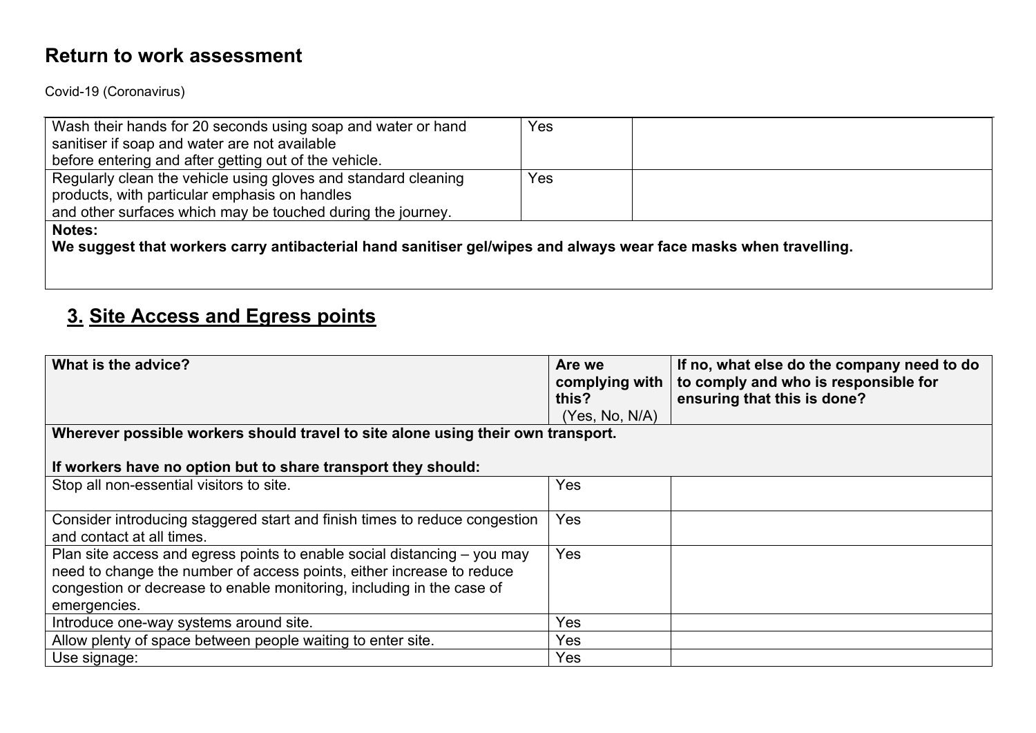# Return to work assessment

Covid-19 (Coronavirus)

| | | |
|---|---|---|
| Wash their hands for 20 seconds using soap and water or hand sanitiser if soap and water are not available before entering and after getting out of the vehicle. | Yes | |
| Regularly clean the vehicle using gloves and standard cleaning products, with particular emphasis on handles and other surfaces which may be touched during the journey. | Yes | |
| **Notes:**<br>**We suggest that workers carry antibacterial hand sanitiser gel/wipes and always wear face masks when travelling.** | | |

## 3. Site Access and Egress points

| What is the advice? | Are we complying with this? (Yes, No, N/A) | If no, what else do the company need to do to comply and who is responsible for ensuring that this is done? |
|---|---|---|
| **Wherever possible workers should travel to site alone using their own transport.**<br><br>**If workers have no option but to share transport they should:** | | |
| Stop all non-essential visitors to site. | Yes | |
| Consider introducing staggered start and finish times to reduce congestion and contact at all times. | Yes | |
| Plan site access and egress points to enable social distancing – you may need to change the number of access points, either increase to reduce congestion or decrease to enable monitoring, including in the case of emergencies. | Yes | |
| Introduce one-way systems around site. | Yes | |
| Allow plenty of space between people waiting to enter site. | Yes | |
| Use signage: | Yes | |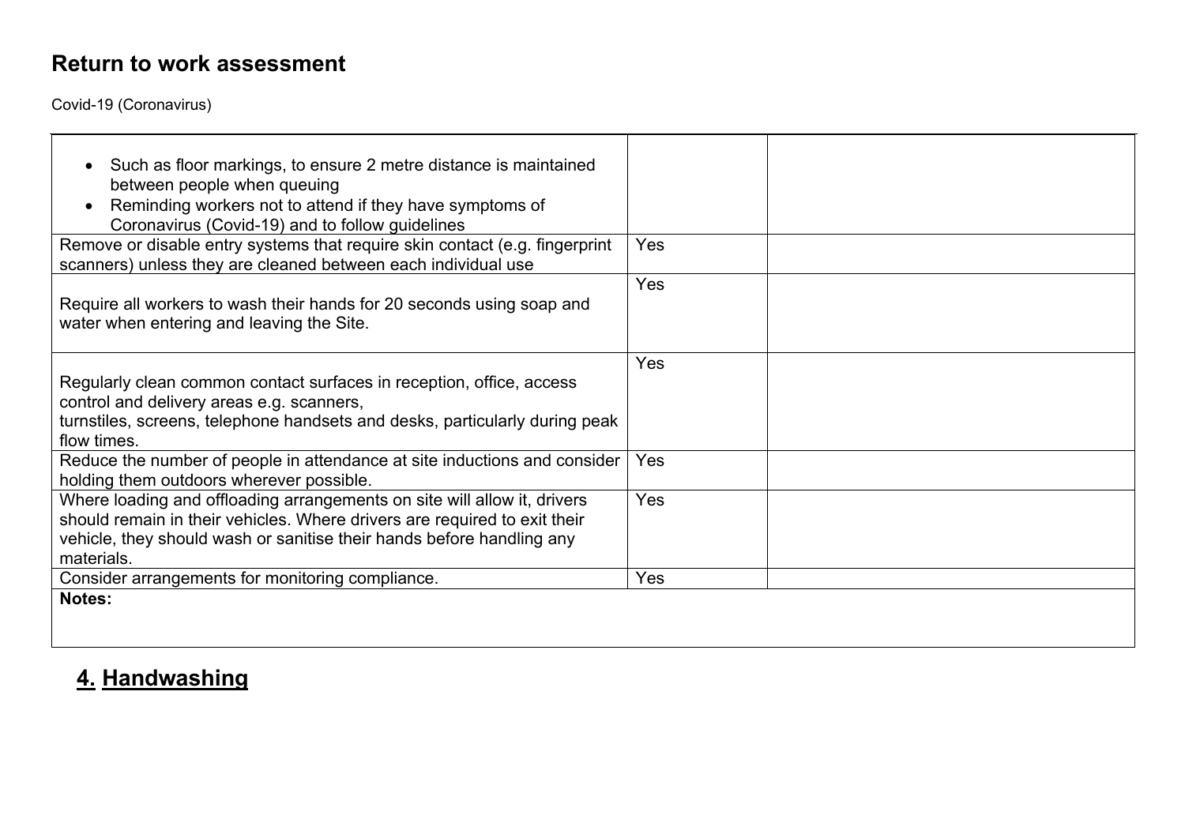## Return to work assessment

Covid-19 (Coronavirus)

| | | |
|---|---|---|
| • Such as floor markings, to ensure 2 metre distance is maintained between people when queuing<br>• Reminding workers not to attend if they have symptoms of Coronavirus (Covid-19) and to follow guidelines | | |
| Remove or disable entry systems that require skin contact (e.g. fingerprint scanners) unless they are cleaned between each individual use | Yes | |
| Require all workers to wash their hands for 20 seconds using soap and water when entering and leaving the Site. | Yes | |
| Regularly clean common contact surfaces in reception, office, access control and delivery areas e.g. scanners, turnstiles, screens, telephone handsets and desks, particularly during peak flow times. | Yes | |
| Reduce the number of people in attendance at site inductions and consider holding them outdoors wherever possible. | Yes | |
| Where loading and offloading arrangements on site will allow it, drivers should remain in their vehicles. Where drivers are required to exit their vehicle, they should wash or sanitise their hands before handling any materials. | Yes | |
| Consider arrangements for monitoring compliance. | Yes | |
| **Notes:** | | |

## 4. Handwashing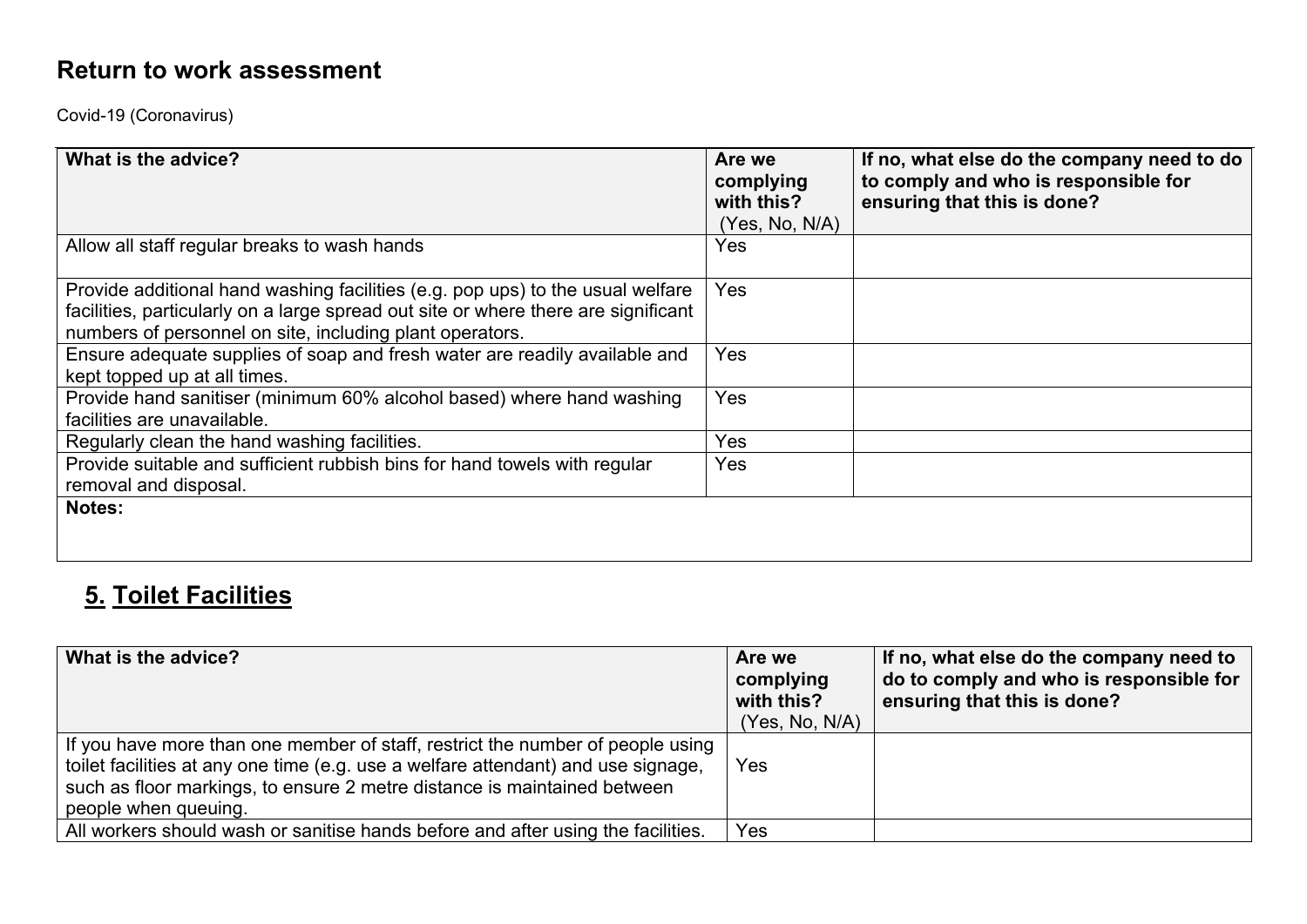## Return to work assessment

Covid-19 (Coronavirus)

| What is the advice? | Are we complying with this? (Yes, No, N/A) | If no, what else do the company need to do to comply and who is responsible for ensuring that this is done? |
|---|---|---|
| Allow all staff regular breaks to wash hands | Yes | |
| Provide additional hand washing facilities (e.g. pop ups) to the usual welfare facilities, particularly on a large spread out site or where there are significant numbers of personnel on site, including plant operators. | Yes | |
| Ensure adequate supplies of soap and fresh water are readily available and kept topped up at all times. | Yes | |
| Provide hand sanitiser (minimum 60% alcohol based) where hand washing facilities are unavailable. | Yes | |
| Regularly clean the hand washing facilities. | Yes | |
| Provide suitable and sufficient rubbish bins for hand towels with regular removal and disposal. | Yes | |
| **Notes:** | | |

## 5. Toilet Facilities

| What is the advice? | Are we complying with this? (Yes, No, N/A) | If no, what else do the company need to do to comply and who is responsible for ensuring that this is done? |
|---|---|---|
| If you have more than one member of staff, restrict the number of people using toilet facilities at any one time (e.g. use a welfare attendant) and use signage, such as floor markings, to ensure 2 metre distance is maintained between people when queuing. | Yes | |
| All workers should wash or sanitise hands before and after using the facilities. | Yes | |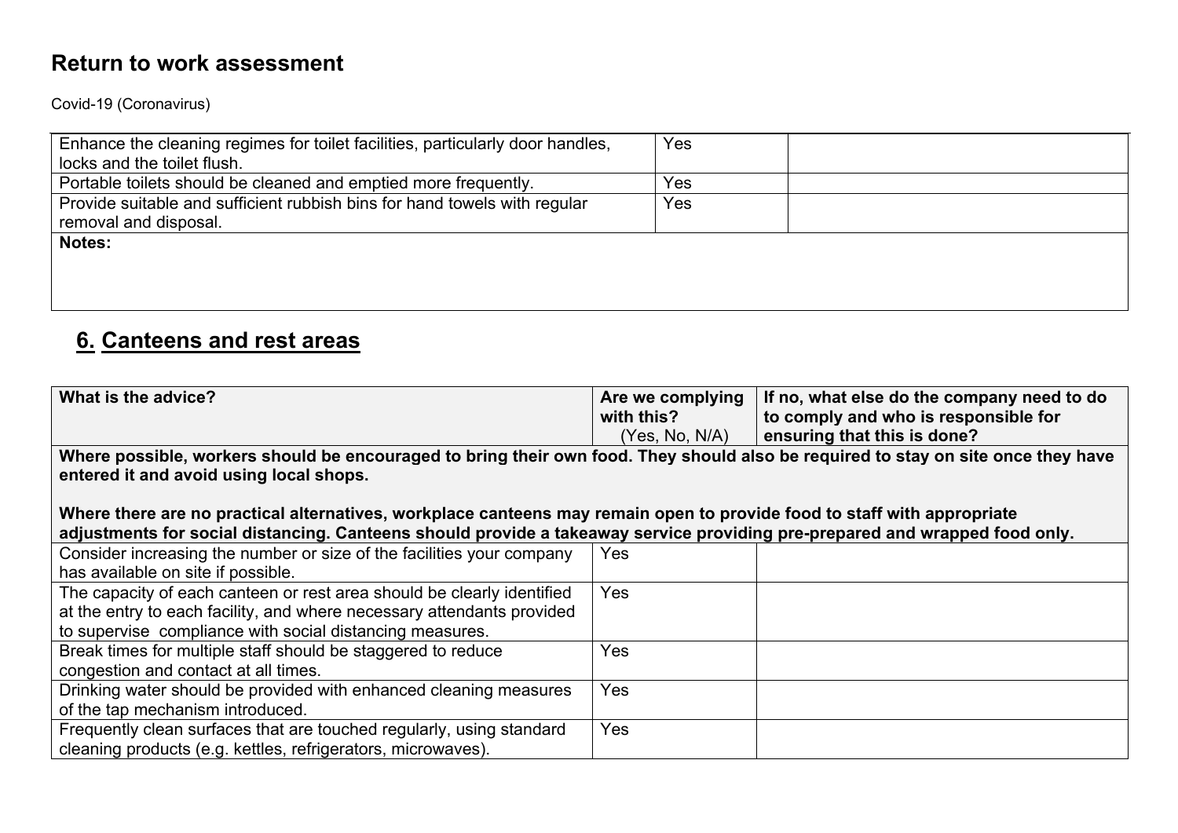# Return to work assessment

Covid-19 (Coronavirus)

| | | |
|---|---|---|
| Enhance the cleaning regimes for toilet facilities, particularly door handles, locks and the toilet flush. | Yes | |
| Portable toilets should be cleaned and emptied more frequently. | Yes | |
| Provide suitable and sufficient rubbish bins for hand towels with regular removal and disposal. | Yes | |
| **Notes:** | | |

## 6. Canteens and rest areas

| What is the advice? | Are we complying with this? (Yes, No, N/A) | If no, what else do the company need to do to comply and who is responsible for ensuring that this is done? |
|---|---|---|
| **Where possible, workers should be encouraged to bring their own food. They should also be required to stay on site once they have entered it and avoid using local shops.**<br><br>**Where there are no practical alternatives, workplace canteens may remain open to provide food to staff with appropriate adjustments for social distancing. Canteens should provide a takeaway service providing pre-prepared and wrapped food only.** | | |
| Consider increasing the number or size of the facilities your company has available on site if possible. | Yes | |
| The capacity of each canteen or rest area should be clearly identified at the entry to each facility, and where necessary attendants provided to supervise compliance with social distancing measures. | Yes | |
| Break times for multiple staff should be staggered to reduce congestion and contact at all times. | Yes | |
| Drinking water should be provided with enhanced cleaning measures of the tap mechanism introduced. | Yes | |
| Frequently clean surfaces that are touched regularly, using standard cleaning products (e.g. kettles, refrigerators, microwaves). | Yes | |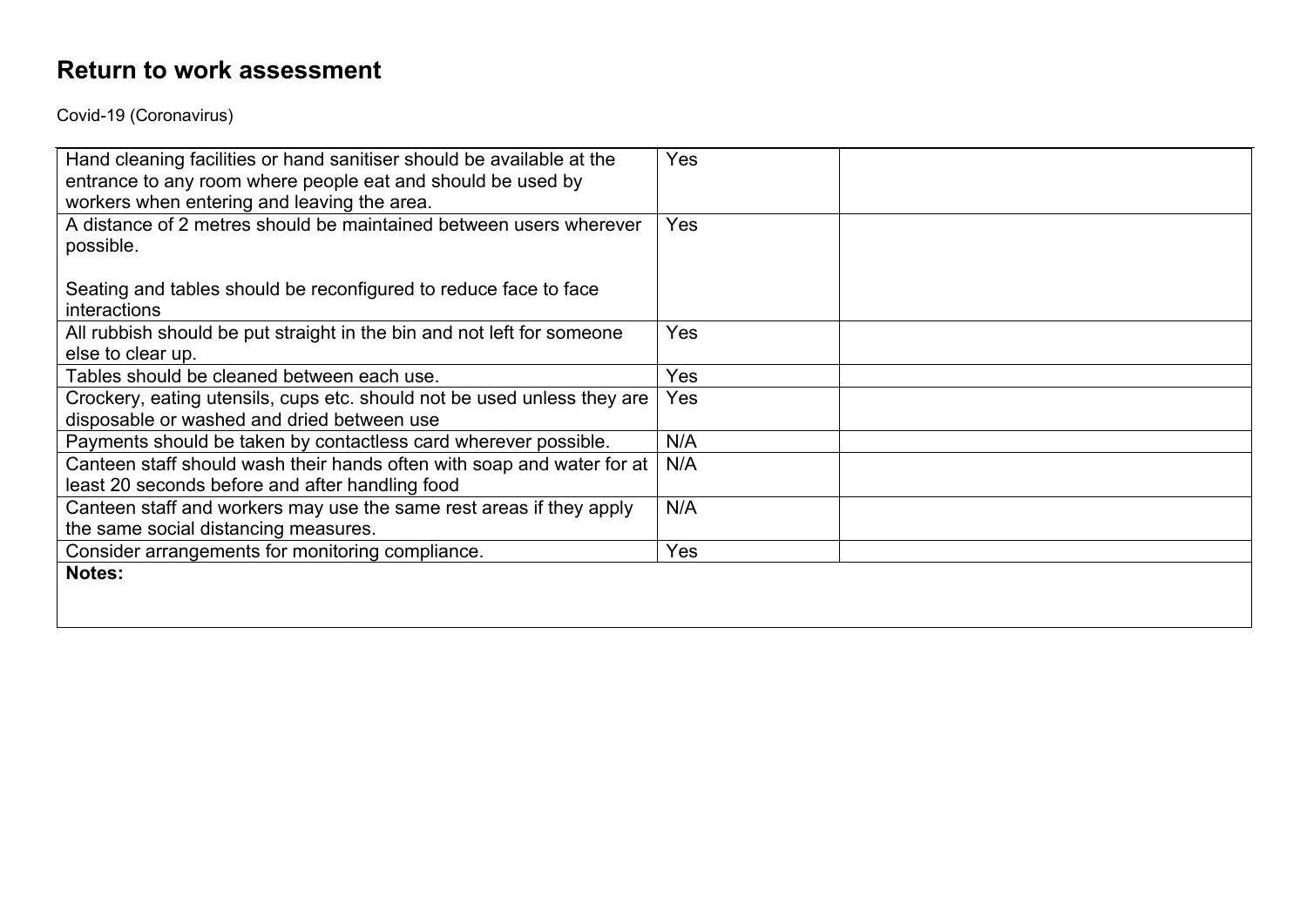# Return to work assessment

Covid-19 (Coronavirus)

| | | |
|---|---|---|
| Hand cleaning facilities or hand sanitiser should be available at the entrance to any room where people eat and should be used by workers when entering and leaving the area. | Yes | |
| A distance of 2 metres should be maintained between users wherever possible.<br><br>Seating and tables should be reconfigured to reduce face to face interactions | Yes | |
| All rubbish should be put straight in the bin and not left for someone else to clear up. | Yes | |
| Tables should be cleaned between each use. | Yes | |
| Crockery, eating utensils, cups etc. should not be used unless they are disposable or washed and dried between use | Yes | |
| Payments should be taken by contactless card wherever possible. | N/A | |
| Canteen staff should wash their hands often with soap and water for at least 20 seconds before and after handling food | N/A | |
| Canteen staff and workers may use the same rest areas if they apply the same social distancing measures. | N/A | |
| Consider arrangements for monitoring compliance. | Yes | |
| **Notes:** | | |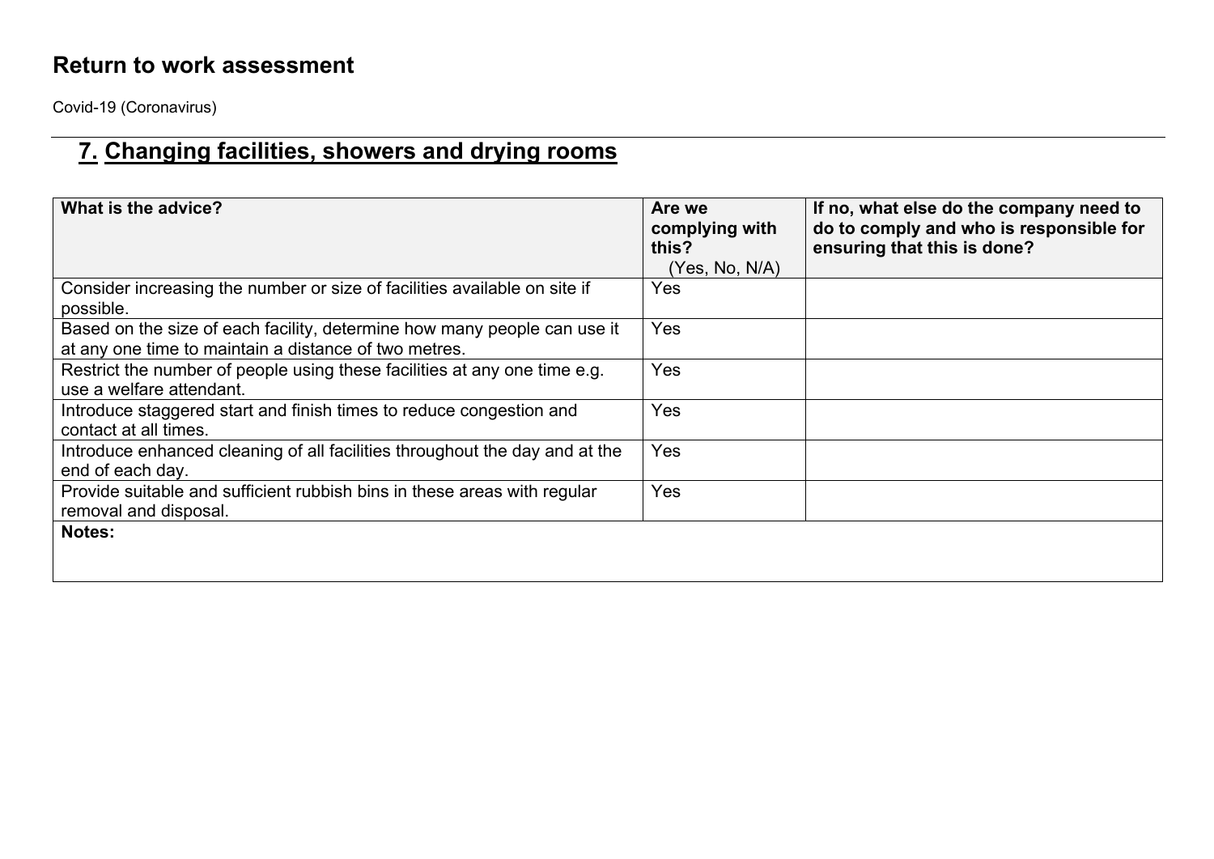# Return to work assessment

Covid-19 (Coronavirus)

## 7. Changing facilities, showers and drying rooms

| What is the advice? | Are we complying with this? (Yes, No, N/A) | If no, what else do the company need to do to comply and who is responsible for ensuring that this is done? |
|---|---|---|
| Consider increasing the number or size of facilities available on site if possible. | Yes | |
| Based on the size of each facility, determine how many people can use it at any one time to maintain a distance of two metres. | Yes | |
| Restrict the number of people using these facilities at any one time e.g. use a welfare attendant. | Yes | |
| Introduce staggered start and finish times to reduce congestion and contact at all times. | Yes | |
| Introduce enhanced cleaning of all facilities throughout the day and at the end of each day. | Yes | |
| Provide suitable and sufficient rubbish bins in these areas with regular removal and disposal. | Yes | |
| **Notes:** | | |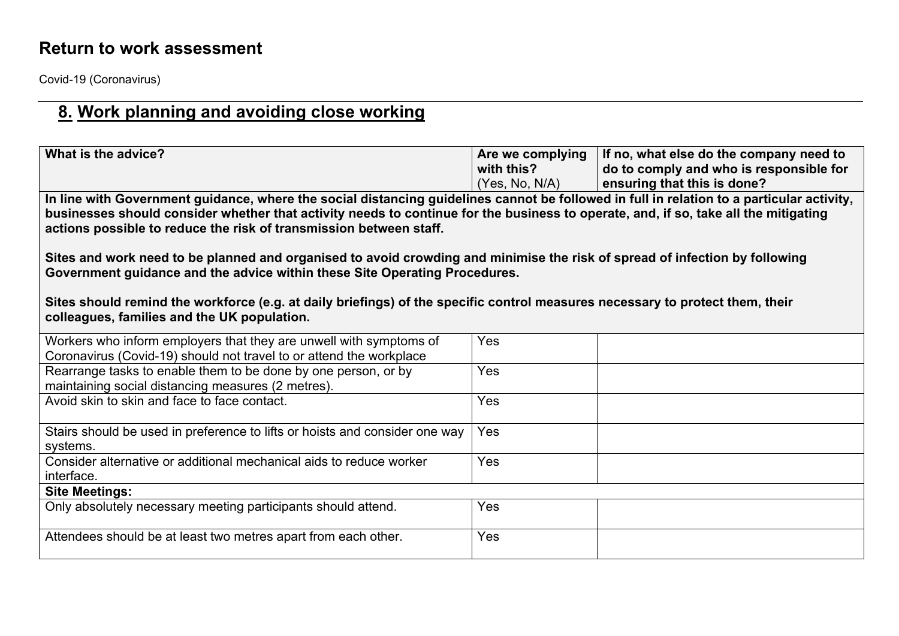# Return to work assessment

Covid-19 (Coronavirus)

## 8. Work planning and avoiding close working

| What is the advice? | Are we complying with this? (Yes, No, N/A) | If no, what else do the company need to do to comply and who is responsible for ensuring that this is done? |
|---|---|---|
| **In line with Government guidance, where the social distancing guidelines cannot be followed in full in relation to a particular activity, businesses should consider whether that activity needs to continue for the business to operate, and, if so, take all the mitigating actions possible to reduce the risk of transmission between staff.<br><br>Sites and work need to be planned and organised to avoid crowding and minimise the risk of spread of infection by following Government guidance and the advice within these Site Operating Procedures.<br><br>Sites should remind the workforce (e.g. at daily briefings) of the specific control measures necessary to protect them, their colleagues, families and the UK population.** | | |
| Workers who inform employers that they are unwell with symptoms of Coronavirus (Covid-19) should not travel to or attend the workplace | Yes | |
| Rearrange tasks to enable them to be done by one person, or by maintaining social distancing measures (2 metres). | Yes | |
| Avoid skin to skin and face to face contact. | Yes | |
| Stairs should be used in preference to lifts or hoists and consider one way systems. | Yes | |
| Consider alternative or additional mechanical aids to reduce worker interface. | Yes | |
| **Site Meetings:** | | |
| Only absolutely necessary meeting participants should attend. | Yes | |
| Attendees should be at least two metres apart from each other. | Yes | |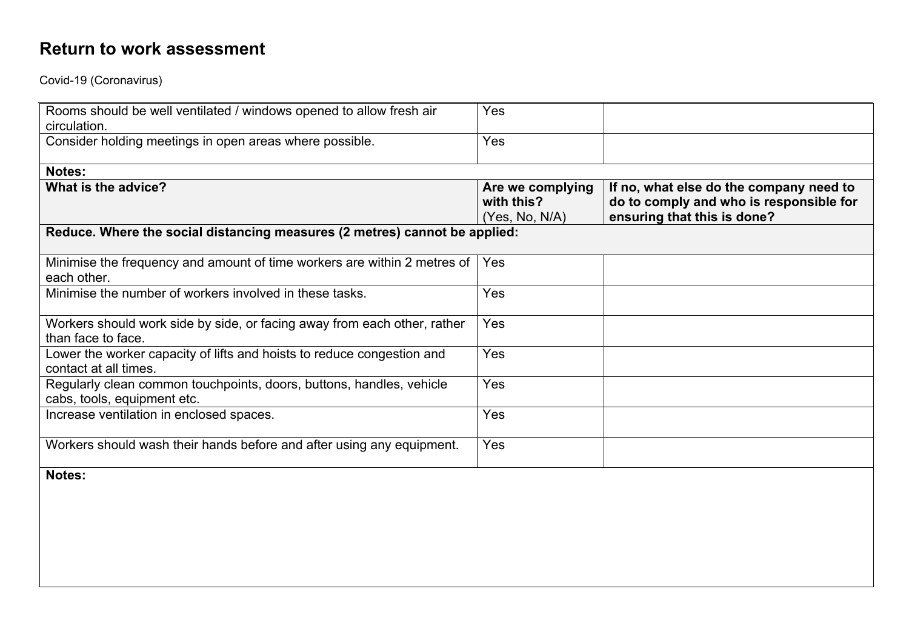# Return to work assessment

Covid-19 (Coronavirus)

| | | |
|---|---|---|
| Rooms should be well ventilated / windows opened to allow fresh air circulation. | Yes | |
| Consider holding meetings in open areas where possible. | Yes | |
| **Notes:** | | |
| **What is the advice?** | **Are we complying with this?** (Yes, No, N/A) | **If no, what else do the company need to do to comply and who is responsible for ensuring that this is done?** |
| **Reduce. Where the social distancing measures (2 metres) cannot be applied:** | | |
| Minimise the frequency and amount of time workers are within 2 metres of each other. | Yes | |
| Minimise the number of workers involved in these tasks. | Yes | |
| Workers should work side by side, or facing away from each other, rather than face to face. | Yes | |
| Lower the worker capacity of lifts and hoists to reduce congestion and contact at all times. | Yes | |
| Regularly clean common touchpoints, doors, buttons, handles, vehicle cabs, tools, equipment etc. | Yes | |
| Increase ventilation in enclosed spaces. | Yes | |
| Workers should wash their hands before and after using any equipment. | Yes | |
| **Notes:** | | |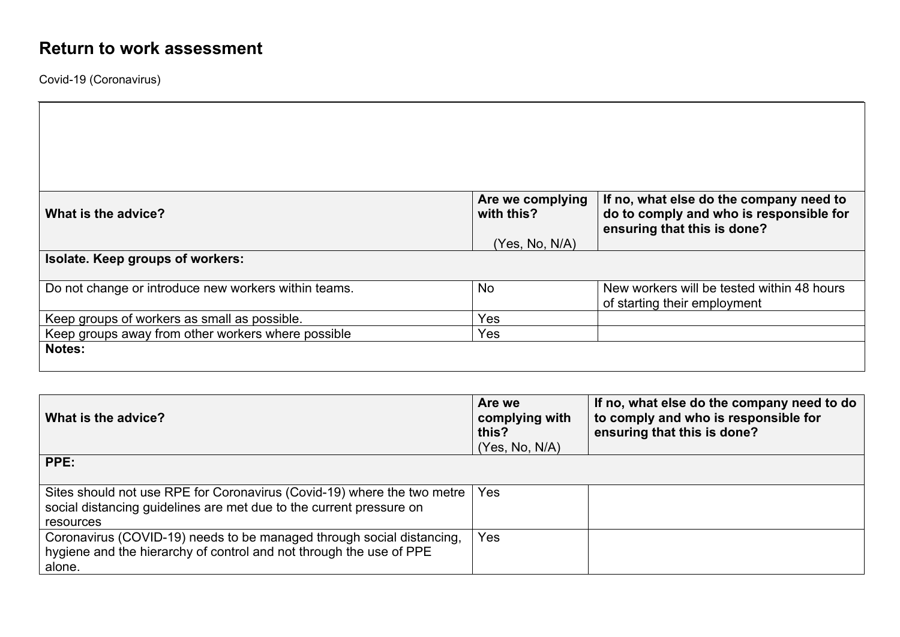# Return to work assessment

Covid-19 (Coronavirus)

| What is the advice? | Are we complying with this? (Yes, No, N/A) | If no, what else do the company need to do to comply and who is responsible for ensuring that this is done? |
|---|---|---|
| **Isolate. Keep groups of workers:** | | |
| Do not change or introduce new workers within teams. | No | New workers will be tested within 48 hours of starting their employment |
| Keep groups of workers as small as possible. | Yes | |
| Keep groups away from other workers where possible | Yes | |
| **Notes:** | | |

| What is the advice? | Are we complying with this? (Yes, No, N/A) | If no, what else do the company need to do to comply and who is responsible for ensuring that this is done? |
|---|---|---|
| **PPE:** | | |
| Sites should not use RPE for Coronavirus (Covid-19) where the two metre social distancing guidelines are met due to the current pressure on resources | Yes | |
| Coronavirus (COVID-19) needs to be managed through social distancing, hygiene and the hierarchy of control and not through the use of PPE alone. | Yes | |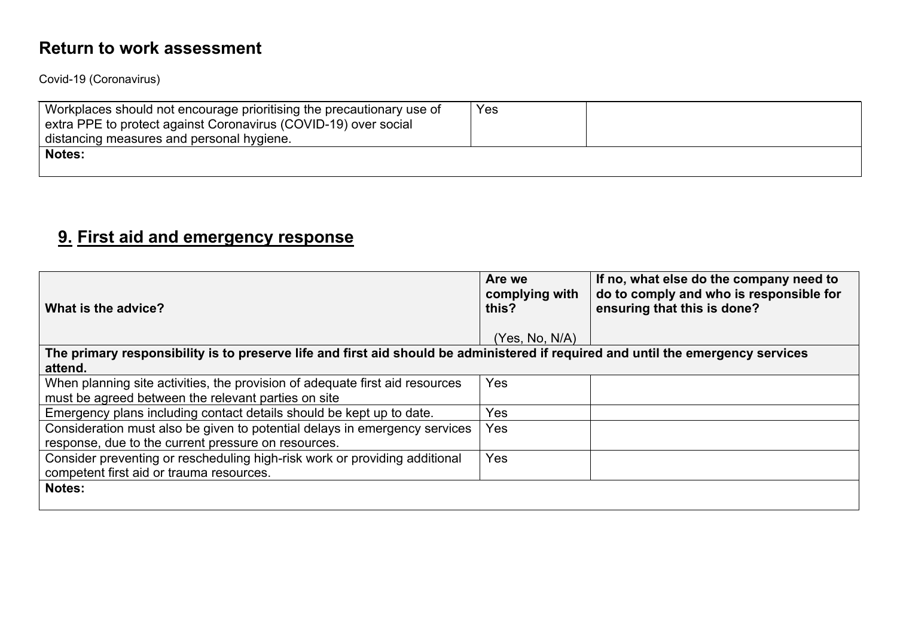# Return to work assessment

Covid-19 (Coronavirus)

| | | |
|---|---|---|
| Workplaces should not encourage prioritising the precautionary use of extra PPE to protect against Coronavirus (COVID-19) over social distancing measures and personal hygiene. | Yes | |
| **Notes:** | | |

## 9. First aid and emergency response

| What is the advice? | Are we complying with this? (Yes, No, N/A) | If no, what else do the company need to do to comply and who is responsible for ensuring that this is done? |
|---|---|---|
| **The primary responsibility is to preserve life and first aid should be administered if required and until the emergency services attend.** | | |
| When planning site activities, the provision of adequate first aid resources must be agreed between the relevant parties on site | Yes | |
| Emergency plans including contact details should be kept up to date. | Yes | |
| Consideration must also be given to potential delays in emergency services response, due to the current pressure on resources. | Yes | |
| Consider preventing or rescheduling high-risk work or providing additional competent first aid or trauma resources. | Yes | |
| **Notes:** | | |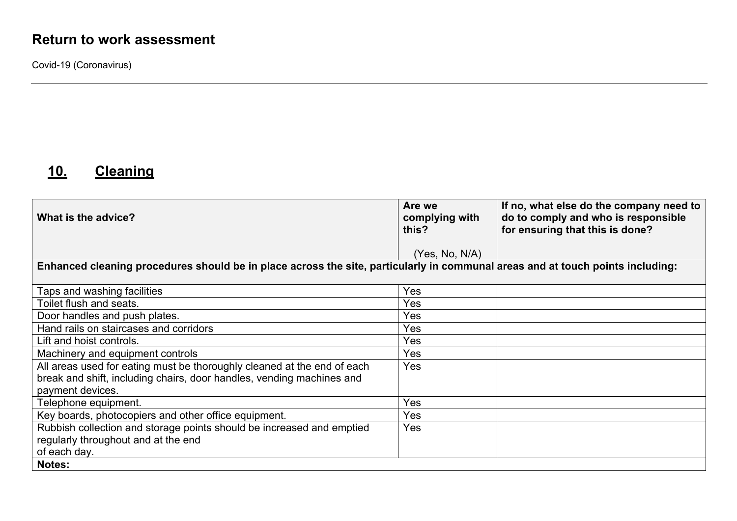# Return to work assessment

Covid-19 (Coronavirus)

---

## 10. Cleaning

| What is the advice? | Are we complying with this? (Yes, No, N/A) | If no, what else do the company need to do to comply and who is responsible for ensuring that this is done? |
|---|---|---|
| **Enhanced cleaning procedures should be in place across the site, particularly in communal areas and at touch points including:** | | |
| Taps and washing facilities | Yes | |
| Toilet flush and seats. | Yes | |
| Door handles and push plates. | Yes | |
| Hand rails on staircases and corridors | Yes | |
| Lift and hoist controls. | Yes | |
| Machinery and equipment controls | Yes | |
| All areas used for eating must be thoroughly cleaned at the end of each break and shift, including chairs, door handles, vending machines and payment devices. | Yes | |
| Telephone equipment. | Yes | |
| Key boards, photocopiers and other office equipment. | Yes | |
| Rubbish collection and storage points should be increased and emptied regularly throughout and at the end of each day. | Yes | |
| **Notes:** | | |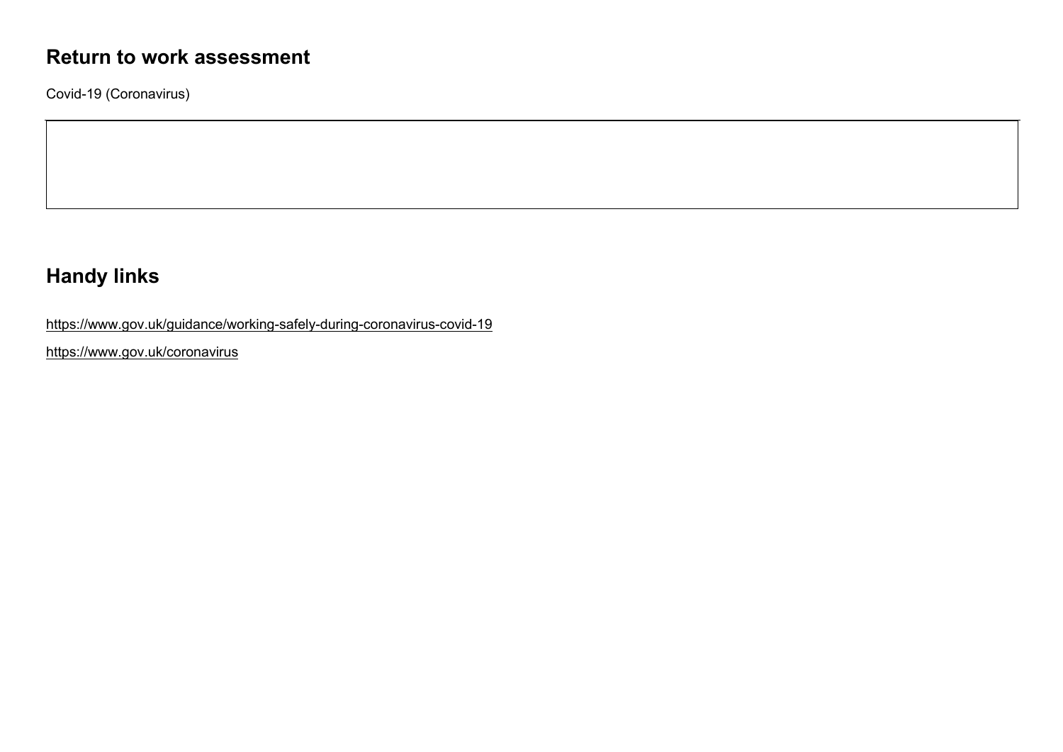## Return to work assessment

Covid-19 (Coronavirus)

## Handy links

https://www.gov.uk/guidance/working-safely-during-coronavirus-covid-19

https://www.gov.uk/coronavirus